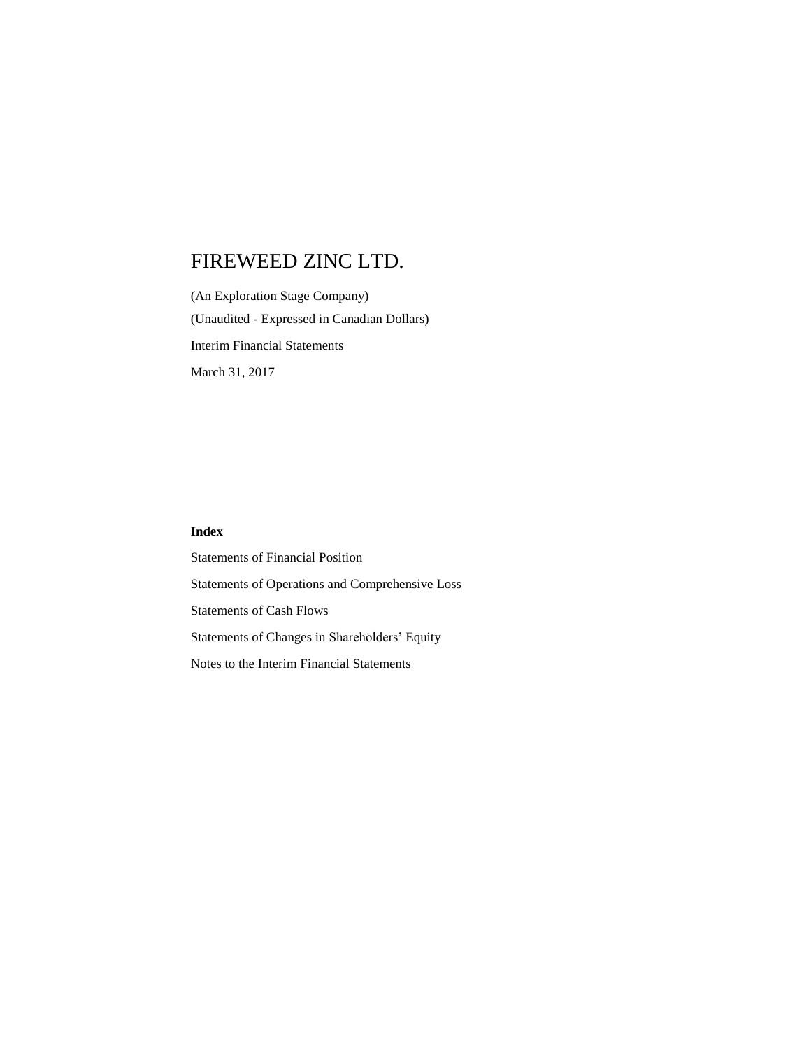# FIREWEED ZINC LTD.

(An Exploration Stage Company)

(Unaudited - Expressed in Canadian Dollars)

Interim Financial Statements

March 31, 2017

**Index**

Statements of Financial Position

Statements of Operations and Comprehensive Loss

Statements of Cash Flows

Statements of Changes in Shareholders' Equity

Notes to the Interim Financial Statements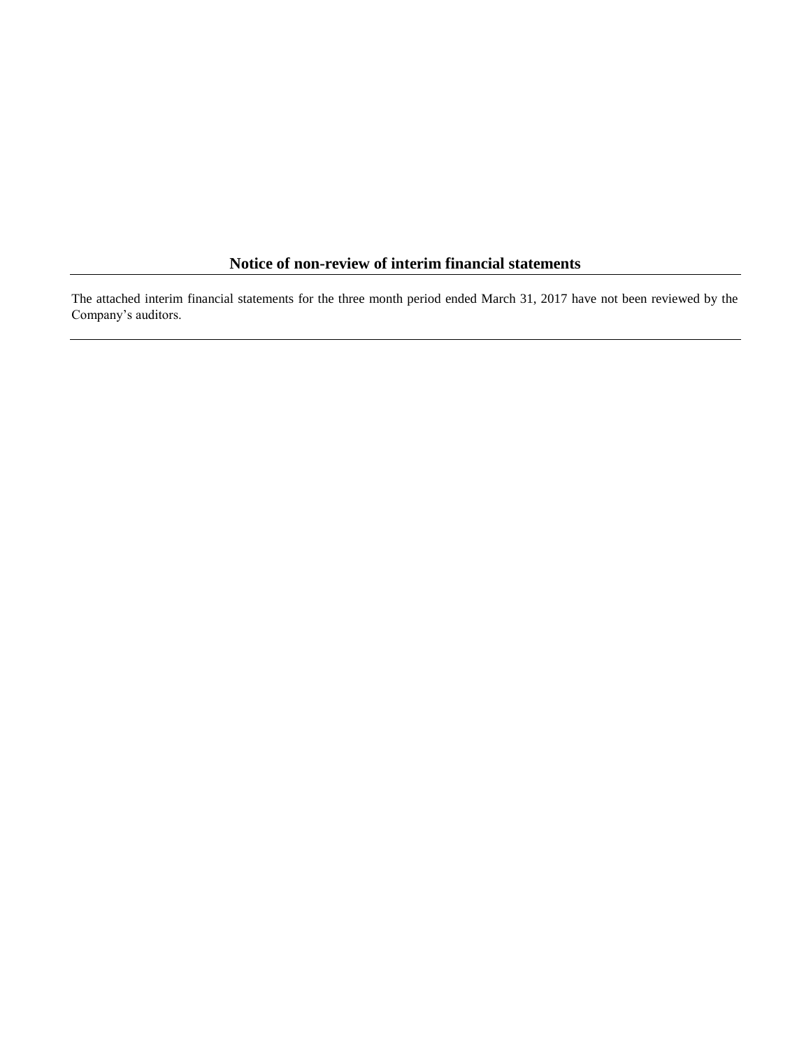## Notice of non-review of interim financial statements

---

The attached interim financial statements for the three month period ended March 31, 2017 have not been reviewed by the Company's auditors.

---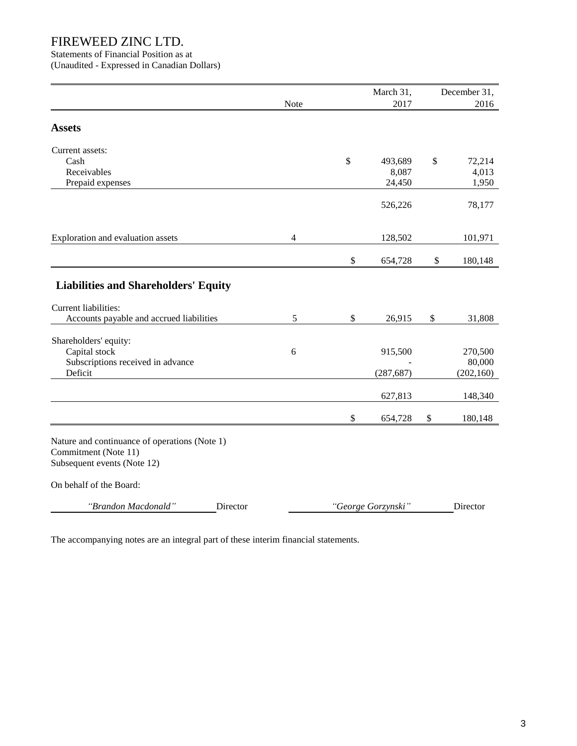# FIREWEED ZINC LTD.

Statements of Financial Position as at
(Unaudited - Expressed in Canadian Dollars)

| | Note | March 31, 2017 | December 31, 2016 |
|---|---|---|---|
| **Assets** | | | |
| Current assets: | | | |
| Cash | | $ 493,689 | $ 72,214 |
| Receivables | | 8,087 | 4,013 |
| Prepaid expenses | | 24,450 | 1,950 |
| | | 526,226 | 78,177 |
| Exploration and evaluation assets | 4 | 128,502 | 101,971 |
| | | $ 654,728 | $ 180,148 |
| **Liabilities and Shareholders' Equity** | | | |
| Current liabilities: | | | |
| Accounts payable and accrued liabilities | 5 | $ 26,915 | $ 31,808 |
| Shareholders' equity: | | | |
| Capital stock | 6 | 915,500 | 270,500 |
| Subscriptions received in advance | | - | 80,000 |
| Deficit | | (287,687) | (202,160) |
| | | 627,813 | 148,340 |
| | | $ 654,728 | $ 180,148 |

Nature and continuance of operations (Note 1)
Commitment (Note 11)
Subsequent events (Note 12)

On behalf of the Board:

*"Brandon Macdonald"* Director *"George Gorzynski"* Director

The accompanying notes are an integral part of these interim financial statements.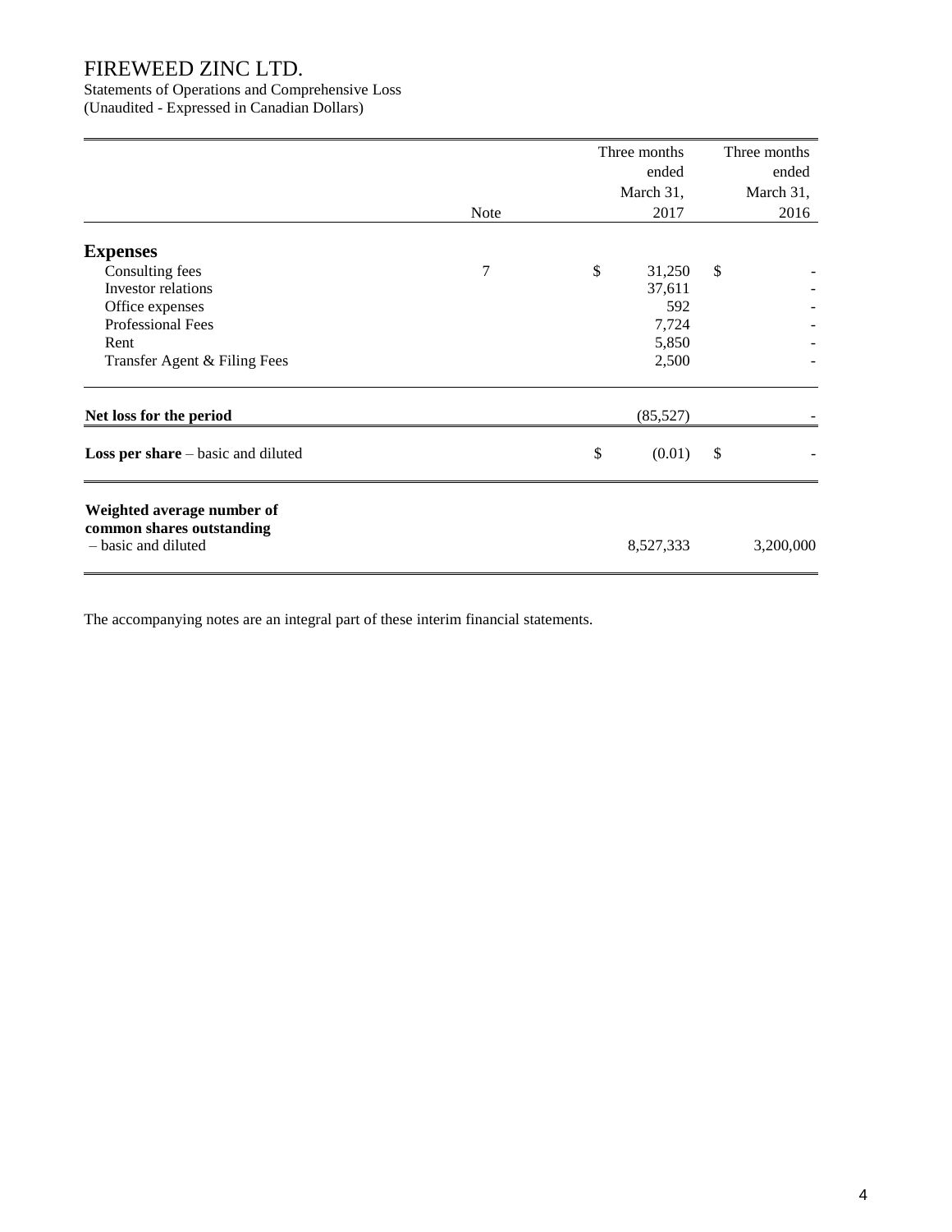# FIREWEED ZINC LTD.

Statements of Operations and Comprehensive Loss
(Unaudited - Expressed in Canadian Dollars)

| | Note | Three months ended March 31, 2017 | Three months ended March 31, 2016 |
|---|---|---|---|
| **Expenses** | | | |
| Consulting fees | 7 | $ 31,250 | $ - |
| Investor relations | | 37,611 | - |
| Office expenses | | 592 | - |
| Professional Fees | | 7,724 | - |
| Rent | | 5,850 | - |
| Transfer Agent & Filing Fees | | 2,500 | - |
| **Net loss for the period** | | (85,527) | - |
| **Loss per share** – basic and diluted | | $ (0.01) | $ - |
| **Weighted average number of common shares outstanding** – basic and diluted | | 8,527,333 | 3,200,000 |

The accompanying notes are an integral part of these interim financial statements.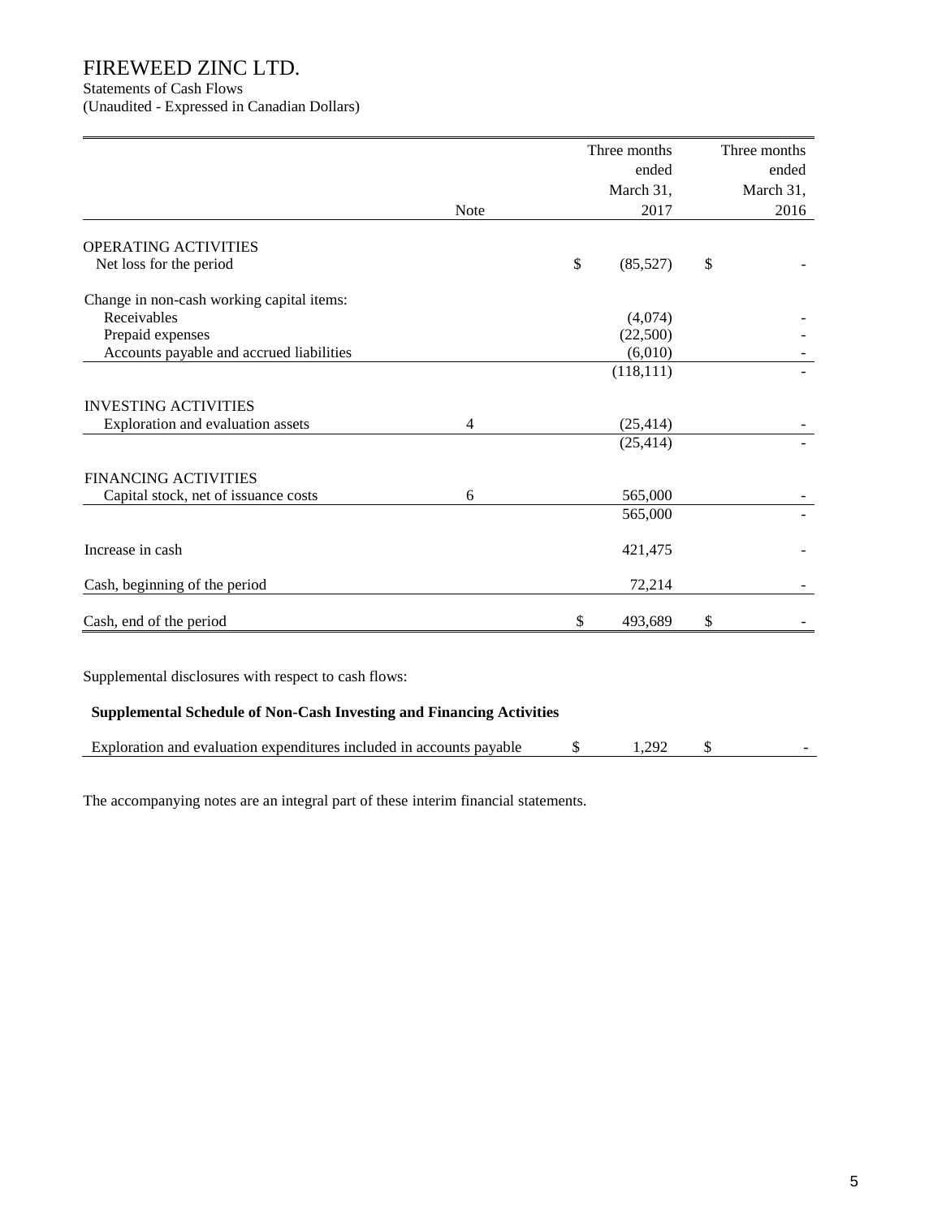# FIREWEED ZINC LTD.

Statements of Cash Flows
(Unaudited - Expressed in Canadian Dollars)

| | Note | Three months ended March 31, 2017 | Three months ended March 31, 2016 |
|---|---|---|---|
| **OPERATING ACTIVITIES** | | | |
| Net loss for the period | | $ (85,527) | $ - |
| Change in non-cash working capital items: | | | |
| Receivables | | (4,074) | - |
| Prepaid expenses | | (22,500) | - |
| Accounts payable and accrued liabilities | | (6,010) | - |
| | | (118,111) | - |
| **INVESTING ACTIVITIES** | | | |
| Exploration and evaluation assets | 4 | (25,414) | - |
| | | (25,414) | - |
| **FINANCING ACTIVITIES** | | | |
| Capital stock, net of issuance costs | 6 | 565,000 | - |
| | | 565,000 | - |
| Increase in cash | | 421,475 | - |
| Cash, beginning of the period | | 72,214 | - |
| Cash, end of the period | | $ 493,689 | $ - |

Supplemental disclosures with respect to cash flows:

**Supplemental Schedule of Non-Cash Investing and Financing Activities**

| | 2017 | 2016 |
|---|---|---|
| Exploration and evaluation expenditures included in accounts payable | $ 1,292 | $ - |

The accompanying notes are an integral part of these interim financial statements.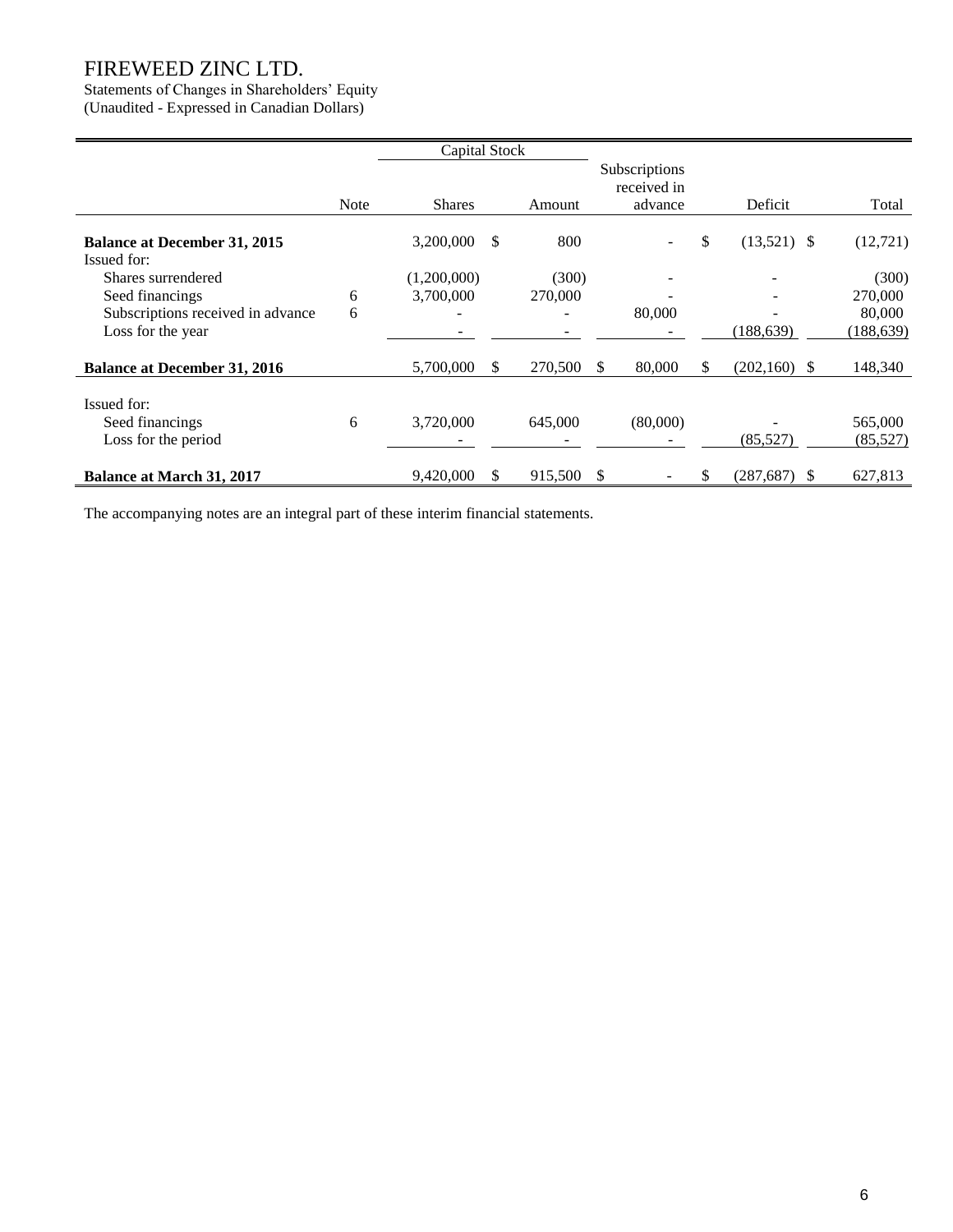# FIREWEED ZINC LTD.

Statements of Changes in Shareholders' Equity
(Unaudited - Expressed in Canadian Dollars)

| | Note | Capital Stock | | Subscriptions received in advance | Deficit | Total |
|---|---|---|---|---|---|---|
| | | Shares | Amount | | | |
| **Balance at December 31, 2015** | | 3,200,000 | $ 800 | - | $ (13,521) | $ (12,721) |
| Issued for: | | | | | | |
| Shares surrendered | | (1,200,000) | (300) | - | - | (300) |
| Seed financings | 6 | 3,700,000 | 270,000 | - | - | 270,000 |
| Subscriptions received in advance | 6 | - | - | 80,000 | - | 80,000 |
| Loss for the year | | - | - | - | (188,639) | (188,639) |
| **Balance at December 31, 2016** | | 5,700,000 | $ 270,500 | $ 80,000 | $ (202,160) | $ 148,340 |
| Issued for: | | | | | | |
| Seed financings | 6 | 3,720,000 | 645,000 | (80,000) | - | 565,000 |
| Loss for the period | | - | - | - | (85,527) | (85,527) |
| **Balance at March 31, 2017** | | 9,420,000 | $ 915,500 | $ - | $ (287,687) | $ 627,813 |

The accompanying notes are an integral part of these interim financial statements.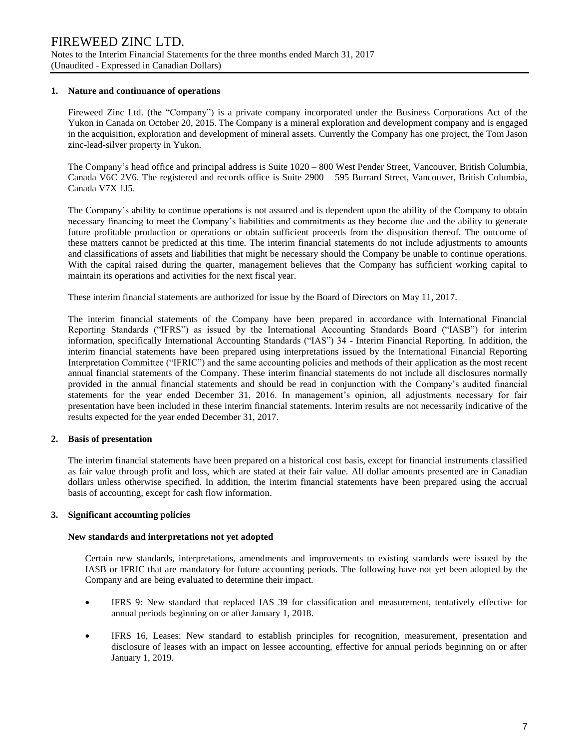# FIREWEED ZINC LTD.

Notes to the Interim Financial Statements for the three months ended March 31, 2017
(Unaudited - Expressed in Canadian Dollars)

## 1. Nature and continuance of operations

Fireweed Zinc Ltd. (the "Company") is a private company incorporated under the Business Corporations Act of the Yukon in Canada on October 20, 2015. The Company is a mineral exploration and development company and is engaged in the acquisition, exploration and development of mineral assets. Currently the Company has one project, the Tom Jason zinc-lead-silver property in Yukon.

The Company's head office and principal address is Suite 1020 – 800 West Pender Street, Vancouver, British Columbia, Canada V6C 2V6. The registered and records office is Suite 2900 – 595 Burrard Street, Vancouver, British Columbia, Canada V7X 1J5.

The Company's ability to continue operations is not assured and is dependent upon the ability of the Company to obtain necessary financing to meet the Company's liabilities and commitments as they become due and the ability to generate future profitable production or operations or obtain sufficient proceeds from the disposition thereof. The outcome of these matters cannot be predicted at this time. The interim financial statements do not include adjustments to amounts and classifications of assets and liabilities that might be necessary should the Company be unable to continue operations. With the capital raised during the quarter, management believes that the Company has sufficient working capital to maintain its operations and activities for the next fiscal year.

These interim financial statements are authorized for issue by the Board of Directors on May 11, 2017.

The interim financial statements of the Company have been prepared in accordance with International Financial Reporting Standards ("IFRS") as issued by the International Accounting Standards Board ("IASB") for interim information, specifically International Accounting Standards ("IAS") 34 - Interim Financial Reporting. In addition, the interim financial statements have been prepared using interpretations issued by the International Financial Reporting Interpretation Committee ("IFRIC") and the same accounting policies and methods of their application as the most recent annual financial statements of the Company. These interim financial statements do not include all disclosures normally provided in the annual financial statements and should be read in conjunction with the Company's audited financial statements for the year ended December 31, 2016. In management's opinion, all adjustments necessary for fair presentation have been included in these interim financial statements. Interim results are not necessarily indicative of the results expected for the year ended December 31, 2017.

## 2. Basis of presentation

The interim financial statements have been prepared on a historical cost basis, except for financial instruments classified as fair value through profit and loss, which are stated at their fair value. All dollar amounts presented are in Canadian dollars unless otherwise specified. In addition, the interim financial statements have been prepared using the accrual basis of accounting, except for cash flow information.

## 3. Significant accounting policies

### New standards and interpretations not yet adopted

Certain new standards, interpretations, amendments and improvements to existing standards were issued by the IASB or IFRIC that are mandatory for future accounting periods. The following have not yet been adopted by the Company and are being evaluated to determine their impact.

- IFRS 9: New standard that replaced IAS 39 for classification and measurement, tentatively effective for annual periods beginning on or after January 1, 2018.
- IFRS 16, Leases: New standard to establish principles for recognition, measurement, presentation and disclosure of leases with an impact on lessee accounting, effective for annual periods beginning on or after January 1, 2019.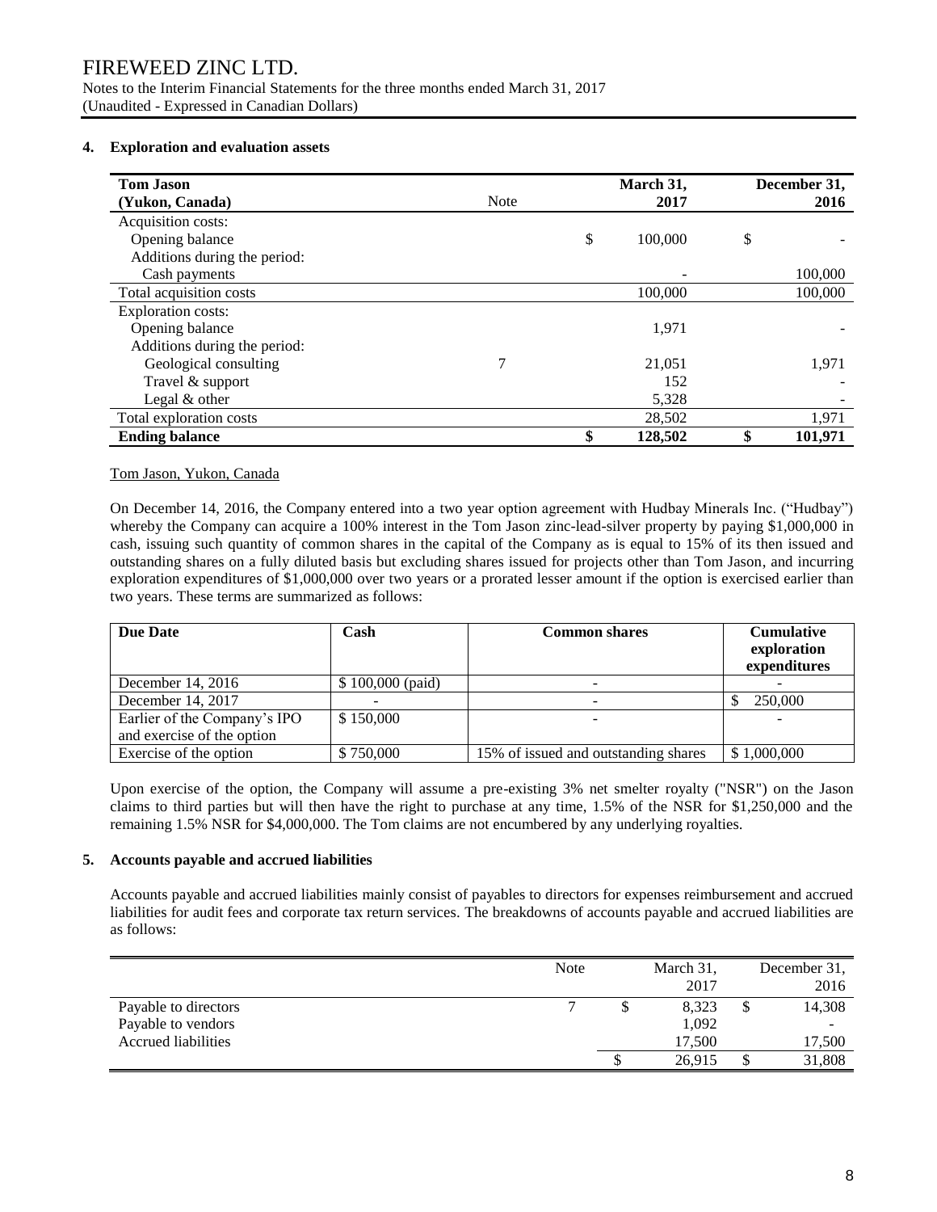# FIREWEED ZINC LTD.

Notes to the Interim Financial Statements for the three months ended March 31, 2017
(Unaudited - Expressed in Canadian Dollars)

## 4. Exploration and evaluation assets

| **Tom Jason (Yukon, Canada)** | Note | **March 31, 2017** | **December 31, 2016** |
|---|---|---|---|
| Acquisition costs: | | | |
| Opening balance | | $ 100,000 | $ - |
| Additions during the period: | | | |
| Cash payments | | - | 100,000 |
| Total acquisition costs | | 100,000 | 100,000 |
| Exploration costs: | | | |
| Opening balance | | 1,971 | - |
| Additions during the period: | | | |
| Geological consulting | 7 | 21,051 | 1,971 |
| Travel & support | | 152 | - |
| Legal & other | | 5,328 | - |
| Total exploration costs | | 28,502 | 1,971 |
| **Ending balance** | | **$ 128,502** | **$ 101,971** |

Tom Jason, Yukon, Canada

On December 14, 2016, the Company entered into a two year option agreement with Hudbay Minerals Inc. ("Hudbay") whereby the Company can acquire a 100% interest in the Tom Jason zinc-lead-silver property by paying $1,000,000 in cash, issuing such quantity of common shares in the capital of the Company as is equal to 15% of its then issued and outstanding shares on a fully diluted basis but excluding shares issued for projects other than Tom Jason, and incurring exploration expenditures of $1,000,000 over two years or a prorated lesser amount if the option is exercised earlier than two years. These terms are summarized as follows:

| **Due Date** | **Cash** | **Common shares** | **Cumulative exploration expenditures** |
|---|---|---|---|
| December 14, 2016 | $ 100,000 (paid) | - | - |
| December 14, 2017 | - | - | $ 250,000 |
| Earlier of the Company's IPO and exercise of the option | $ 150,000 | - | - |
| Exercise of the option | $ 750,000 | 15% of issued and outstanding shares | $ 1,000,000 |

Upon exercise of the option, the Company will assume a pre-existing 3% net smelter royalty ("NSR") on the Jason claims to third parties but will then have the right to purchase at any time, 1.5% of the NSR for $1,250,000 and the remaining 1.5% NSR for $4,000,000. The Tom claims are not encumbered by any underlying royalties.

## 5. Accounts payable and accrued liabilities

Accounts payable and accrued liabilities mainly consist of payables to directors for expenses reimbursement and accrued liabilities for audit fees and corporate tax return services. The breakdowns of accounts payable and accrued liabilities are as follows:

| | Note | March 31, 2017 | December 31, 2016 |
|---|---|---|---|
| Payable to directors | 7 | $ 8,323 | $ 14,308 |
| Payable to vendors | | 1,092 | - |
| Accrued liabilities | | 17,500 | 17,500 |
| | | $ 26,915 | $ 31,808 |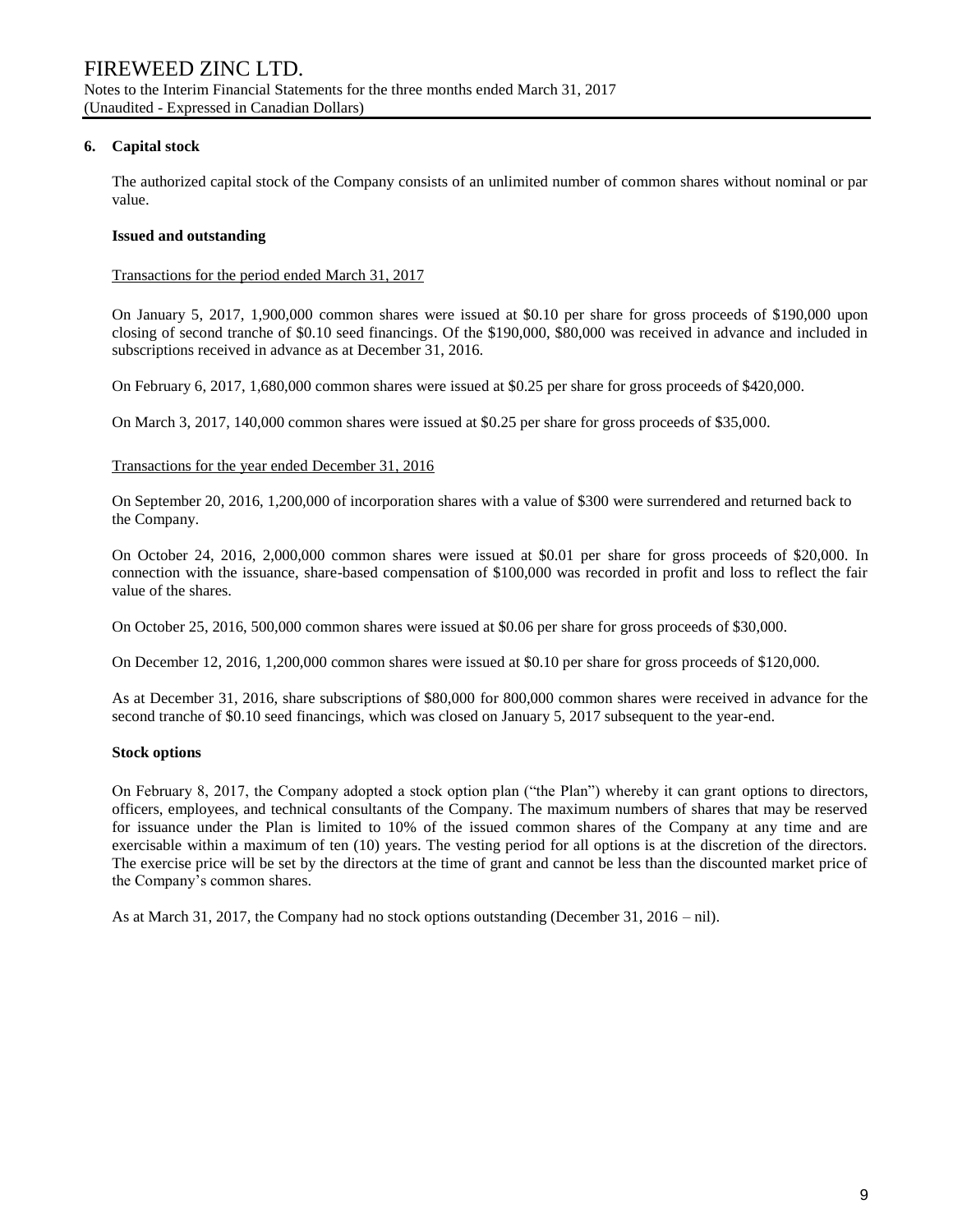## 6. Capital stock

The authorized capital stock of the Company consists of an unlimited number of common shares without nominal or par value.

### Issued and outstanding

Transactions for the period ended March 31, 2017

On January 5, 2017, 1,900,000 common shares were issued at $0.10 per share for gross proceeds of $190,000 upon closing of second tranche of $0.10 seed financings. Of the $190,000, $80,000 was received in advance and included in subscriptions received in advance as at December 31, 2016.

On February 6, 2017, 1,680,000 common shares were issued at $0.25 per share for gross proceeds of $420,000.

On March 3, 2017, 140,000 common shares were issued at $0.25 per share for gross proceeds of $35,000.

Transactions for the year ended December 31, 2016

On September 20, 2016, 1,200,000 of incorporation shares with a value of $300 were surrendered and returned back to the Company.

On October 24, 2016, 2,000,000 common shares were issued at $0.01 per share for gross proceeds of $20,000. In connection with the issuance, share-based compensation of $100,000 was recorded in profit and loss to reflect the fair value of the shares.

On October 25, 2016, 500,000 common shares were issued at $0.06 per share for gross proceeds of $30,000.

On December 12, 2016, 1,200,000 common shares were issued at $0.10 per share for gross proceeds of $120,000.

As at December 31, 2016, share subscriptions of $80,000 for 800,000 common shares were received in advance for the second tranche of $0.10 seed financings, which was closed on January 5, 2017 subsequent to the year-end.

### Stock options

On February 8, 2017, the Company adopted a stock option plan ("the Plan") whereby it can grant options to directors, officers, employees, and technical consultants of the Company. The maximum numbers of shares that may be reserved for issuance under the Plan is limited to 10% of the issued common shares of the Company at any time and are exercisable within a maximum of ten (10) years. The vesting period for all options is at the discretion of the directors. The exercise price will be set by the directors at the time of grant and cannot be less than the discounted market price of the Company's common shares.

As at March 31, 2017, the Company had no stock options outstanding (December 31, 2016 – nil).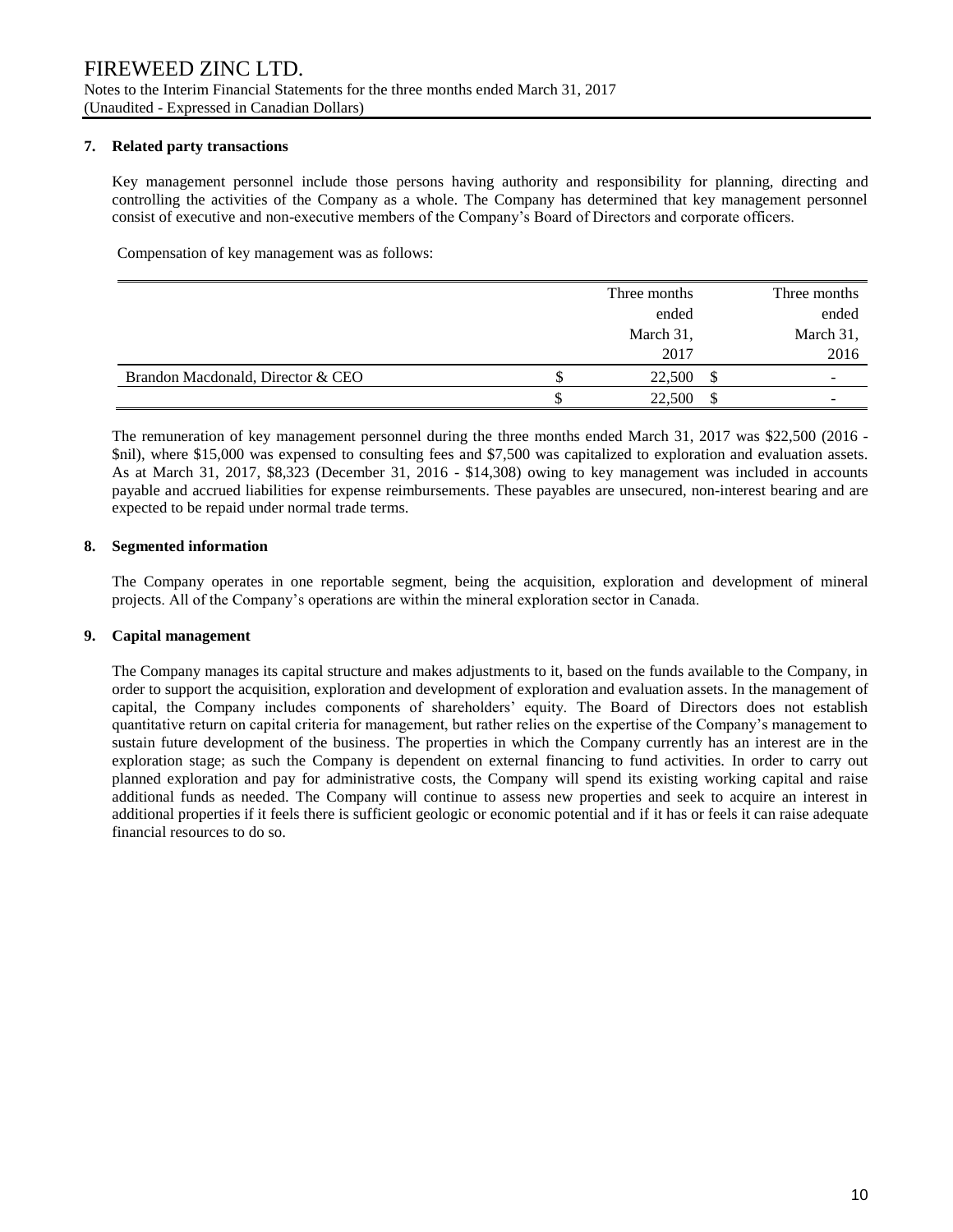# FIREWEED ZINC LTD.

Notes to the Interim Financial Statements for the three months ended March 31, 2017
(Unaudited - Expressed in Canadian Dollars)

## 7. Related party transactions

Key management personnel include those persons having authority and responsibility for planning, directing and controlling the activities of the Company as a whole. The Company has determined that key management personnel consist of executive and non-executive members of the Company's Board of Directors and corporate officers.

Compensation of key management was as follows:

| | Three months ended March 31, 2017 | Three months ended March 31, 2016 |
|---|---|---|
| Brandon Macdonald, Director & CEO | $ 22,500 | $ - |
| | $ 22,500 | $ - |

The remuneration of key management personnel during the three months ended March 31, 2017 was $22,500 (2016 - $nil), where $15,000 was expensed to consulting fees and $7,500 was capitalized to exploration and evaluation assets. As at March 31, 2017, $8,323 (December 31, 2016 - $14,308) owing to key management was included in accounts payable and accrued liabilities for expense reimbursements. These payables are unsecured, non-interest bearing and are expected to be repaid under normal trade terms.

## 8. Segmented information

The Company operates in one reportable segment, being the acquisition, exploration and development of mineral projects. All of the Company's operations are within the mineral exploration sector in Canada.

## 9. Capital management

The Company manages its capital structure and makes adjustments to it, based on the funds available to the Company, in order to support the acquisition, exploration and development of exploration and evaluation assets. In the management of capital, the Company includes components of shareholders' equity. The Board of Directors does not establish quantitative return on capital criteria for management, but rather relies on the expertise of the Company's management to sustain future development of the business. The properties in which the Company currently has an interest are in the exploration stage; as such the Company is dependent on external financing to fund activities. In order to carry out planned exploration and pay for administrative costs, the Company will spend its existing working capital and raise additional funds as needed. The Company will continue to assess new properties and seek to acquire an interest in additional properties if it feels there is sufficient geologic or economic potential and if it has or feels it can raise adequate financial resources to do so.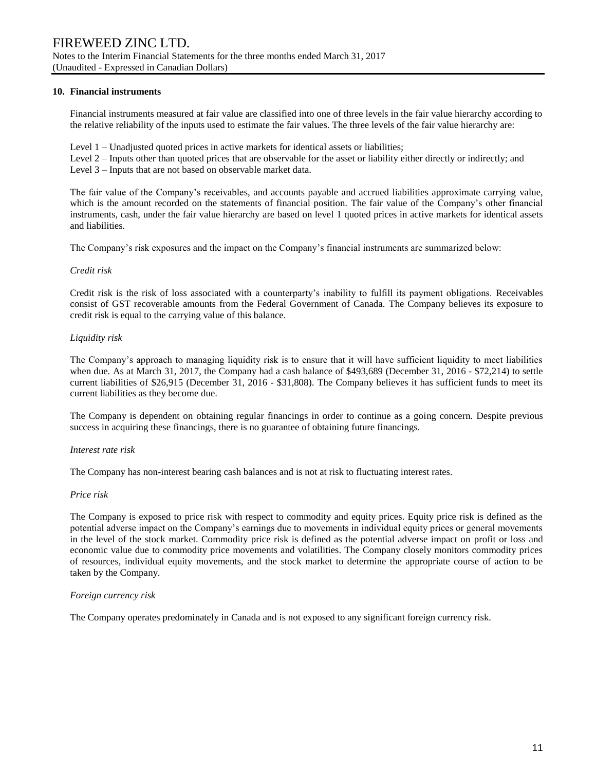## 10. Financial instruments

Financial instruments measured at fair value are classified into one of three levels in the fair value hierarchy according to the relative reliability of the inputs used to estimate the fair values. The three levels of the fair value hierarchy are:

Level 1 – Unadjusted quoted prices in active markets for identical assets or liabilities;
Level 2 – Inputs other than quoted prices that are observable for the asset or liability either directly or indirectly; and
Level 3 – Inputs that are not based on observable market data.

The fair value of the Company's receivables, and accounts payable and accrued liabilities approximate carrying value, which is the amount recorded on the statements of financial position. The fair value of the Company's other financial instruments, cash, under the fair value hierarchy are based on level 1 quoted prices in active markets for identical assets and liabilities.

The Company's risk exposures and the impact on the Company's financial instruments are summarized below:

*Credit risk*

Credit risk is the risk of loss associated with a counterparty's inability to fulfill its payment obligations. Receivables consist of GST recoverable amounts from the Federal Government of Canada. The Company believes its exposure to credit risk is equal to the carrying value of this balance.

*Liquidity risk*

The Company's approach to managing liquidity risk is to ensure that it will have sufficient liquidity to meet liabilities when due. As at March 31, 2017, the Company had a cash balance of $493,689 (December 31, 2016 - $72,214) to settle current liabilities of $26,915 (December 31, 2016 - $31,808). The Company believes it has sufficient funds to meet its current liabilities as they become due.

The Company is dependent on obtaining regular financings in order to continue as a going concern. Despite previous success in acquiring these financings, there is no guarantee of obtaining future financings.

*Interest rate risk*

The Company has non-interest bearing cash balances and is not at risk to fluctuating interest rates.

*Price risk*

The Company is exposed to price risk with respect to commodity and equity prices. Equity price risk is defined as the potential adverse impact on the Company's earnings due to movements in individual equity prices or general movements in the level of the stock market. Commodity price risk is defined as the potential adverse impact on profit or loss and economic value due to commodity price movements and volatilities. The Company closely monitors commodity prices of resources, individual equity movements, and the stock market to determine the appropriate course of action to be taken by the Company.

*Foreign currency risk*

The Company operates predominately in Canada and is not exposed to any significant foreign currency risk.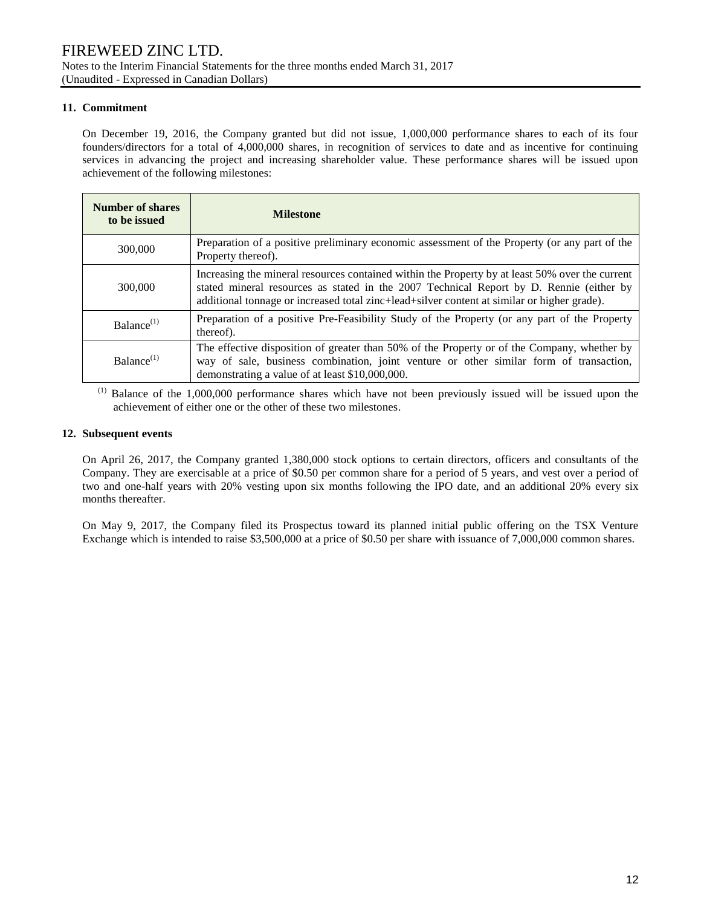## 11. Commitment

On December 19, 2016, the Company granted but did not issue, 1,000,000 performance shares to each of its four founders/directors for a total of 4,000,000 shares, in recognition of services to date and as incentive for continuing services in advancing the project and increasing shareholder value. These performance shares will be issued upon achievement of the following milestones:

| Number of shares to be issued | Milestone |
|---|---|
| 300,000 | Preparation of a positive preliminary economic assessment of the Property (or any part of the Property thereof). |
| 300,000 | Increasing the mineral resources contained within the Property by at least 50% over the current stated mineral resources as stated in the 2007 Technical Report by D. Rennie (either by additional tonnage or increased total zinc+lead+silver content at similar or higher grade). |
| Balance(1) | Preparation of a positive Pre-Feasibility Study of the Property (or any part of the Property thereof). |
| Balance(1) | The effective disposition of greater than 50% of the Property or of the Company, whether by way of sale, business combination, joint venture or other similar form of transaction, demonstrating a value of at least $10,000,000. |

(1) Balance of the 1,000,000 performance shares which have not been previously issued will be issued upon the achievement of either one or the other of these two milestones.

## 12. Subsequent events

On April 26, 2017, the Company granted 1,380,000 stock options to certain directors, officers and consultants of the Company. They are exercisable at a price of $0.50 per common share for a period of 5 years, and vest over a period of two and one-half years with 20% vesting upon six months following the IPO date, and an additional 20% every six months thereafter.

On May 9, 2017, the Company filed its Prospectus toward its planned initial public offering on the TSX Venture Exchange which is intended to raise $3,500,000 at a price of $0.50 per share with issuance of 7,000,000 common shares.